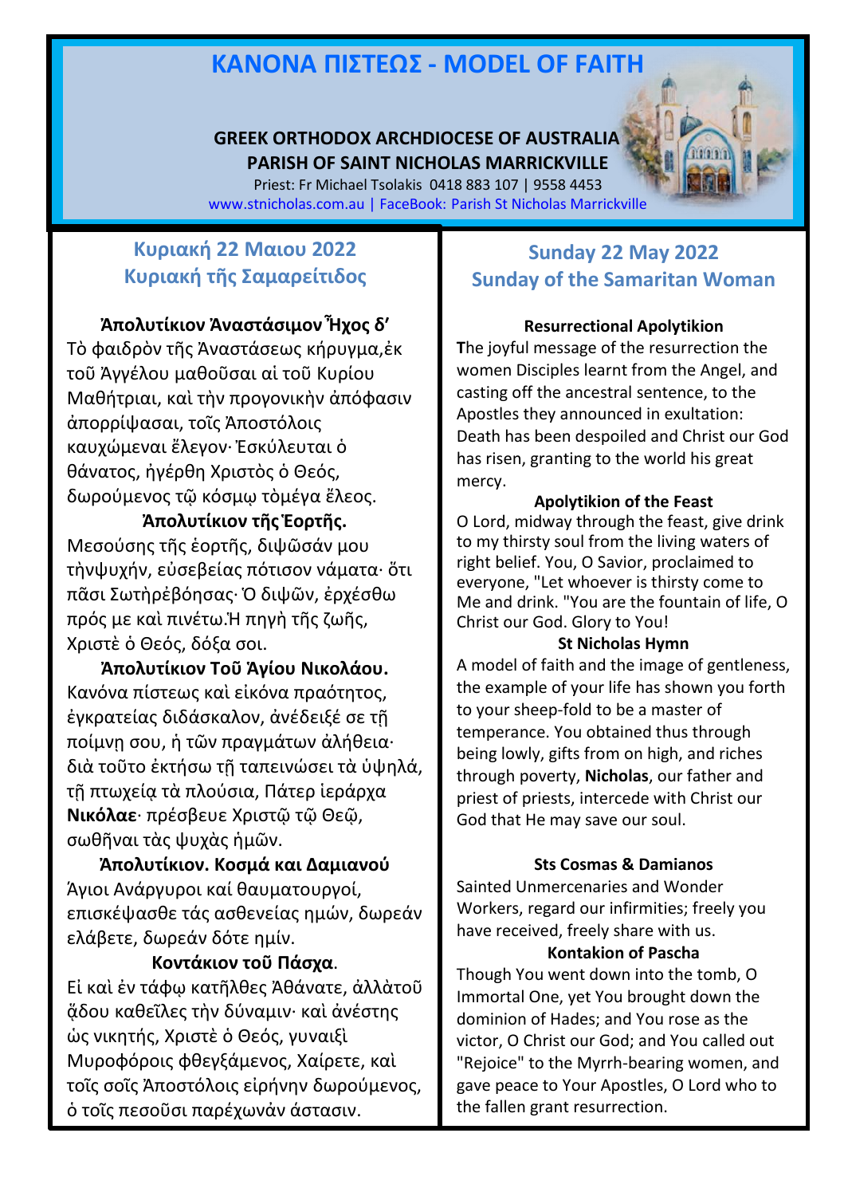# ΚΑΝΟΝΑ ΠΙΣΤΕΩΣ - MODEL OF FAITH

**GREEK ORTHODOX ARCHDIOCESE OF AUSTRALIA**
**PARISH OF SAINT NICHOLAS MARRICKVILLE**

Priest: Fr Michael Tsolakis 0418 883 107 | 9558 4453
www.stnicholas.com.au | FaceBook: Parish St Nicholas Marrickville

## Κυριακή 22 Μαιου 2022
## Κυριακὴ τῆς Σαμαρείτιδος

**Ἀπολυτίκιον Ἀναστάσιμον Ἦχος δ'**
Τὸ φαιδρὸν τῆς Ἀναστάσεως κήρυγμα,ἐκ τοῦ Ἀγγέλου μαθοῦσαι αἱ τοῦ Κυρίου Μαθήτριαι, καὶ τὴν προγονικὴν ἀπόφασιν ἀπορρίψασαι, τοῖς Ἀποστόλοις καυχώμεναι ἔλεγον· Ἐσκύλευται ὁ θάνατος, ἠγέρθη Χριστὸς ὁ Θεός, δωρούμενος τῷ κόσμῳ τὸμέγα ἔλεος.

**Ἀπολυτίκιον τῆςἙορτῆς.**
Μεσούσης τῆς ἑορτῆς, διψῶσάν μου τὴνψυχήν, εὐσεβείας πότισον νάματα· ὅτι πᾶσι Σωτὴρέβόησας· Ὁ διψῶν, ἐρχέσθω πρός με καὶ πινέτω.Ἡ πηγὴ τῆς ζωῆς, Χριστὲ ὁ Θεός, δόξα σοι.

**Ἀπολυτίκιον Τοῦ Ἁγίου Νικολάου.**
Κανόνα πίστεως καὶ εἰκόνα πραότητος, ἐγκρατείας διδάσκαλον, ἀνέδειξέ σε τῇ ποίμνῃ σου, ἡ τῶν πραγμάτων ἀλήθεια· διὰ τοῦτο ἐκτήσω τῇ ταπεινώσει τὰ ὑψηλά, τῇ πτωχείᾳ τὰ πλούσια, Πάτερ ἱεράρχα **Νικόλαε**· πρέσβευε Χριστῷ τῷ Θεῷ, σωθῆναι τὰς ψυχὰς ἡμῶν.

**Ἀπολυτίκιον. Κοσμά και Δαμιανού**
Άγιοι Ανάργυροι καί θαυματουργοί, επισκέψασθε τάς ασθενείας ημών, δωρεάν ελάβετε, δωρεάν δότε ημίν.

**Κοντάκιον τοῦ Πάσχα.**
Εἰ καὶ ἐν τάφῳ κατῆλθες Ἀθάνατε, ἀλλὰτοῦ ᾅδου καθεῖλες τὴν δύναμιν· καὶ ἀνέστης ὡς νικητής, Χριστὲ ὁ Θεός, γυναιξὶ Μυροφόροις φθεγξάμενος, Χαίρετε, καὶ τοῖς σοῖς Ἀποστόλοις εἰρήνην δωρούμενος, ὁ τοῖς πεσοῦσι παρέχωνάν άστασιν.

## Sunday 22 May 2022
## Sunday of the Samaritan Woman

**Resurrectional Apolytikion**
The joyful message of the resurrection the women Disciples learnt from the Angel, and casting off the ancestral sentence, to the Apostles they announced in exultation: Death has been despoiled and Christ our God has risen, granting to the world his great mercy.

**Apolytikion of the Feast**
O Lord, midway through the feast, give drink to my thirsty soul from the living waters of right belief. You, O Savior, proclaimed to everyone, "Let whoever is thirsty come to Me and drink. "You are the fountain of life, O Christ our God. Glory to You!

**St Nicholas Hymn**
A model of faith and the image of gentleness, the example of your life has shown you forth to your sheep-fold to be a master of temperance. You obtained thus through being lowly, gifts from on high, and riches through poverty, **Nicholas**, our father and priest of priests, intercede with Christ our God that He may save our soul.

**Sts Cosmas & Damianos**
Sainted Unmercenaries and Wonder Workers, regard our infirmities; freely you have received, freely share with us.

**Kontakion of Pascha**
Though You went down into the tomb, O Immortal One, yet You brought down the dominion of Hades; and You rose as the victor, O Christ our God; and You called out "Rejoice" to the Myrrh-bearing women, and gave peace to Your Apostles, O Lord who to the fallen grant resurrection.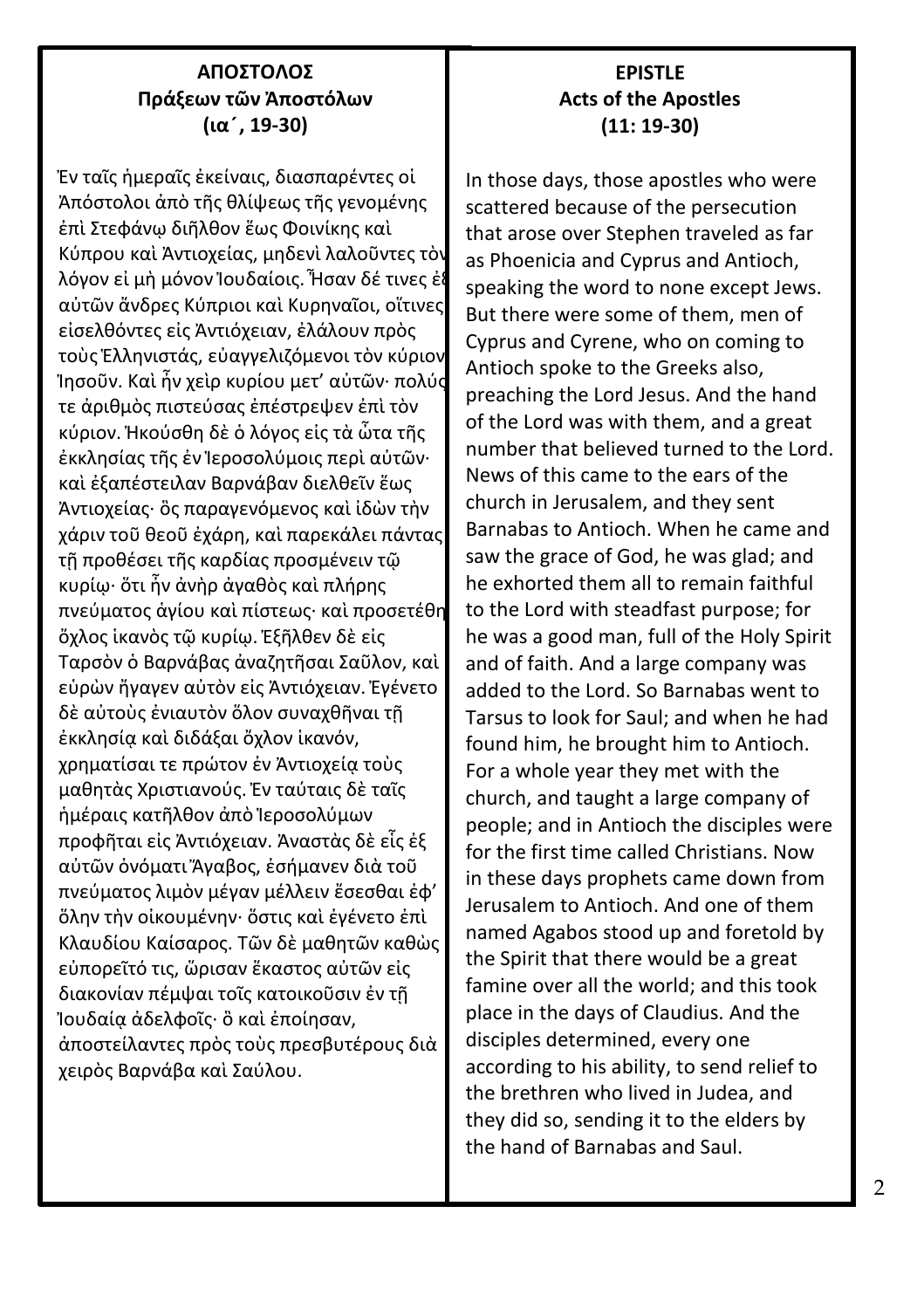## ΑΠΟΣΤΟΛΟΣ
### Πράξεων τῶν Ἀποστόλων
### (ια´, 19-30)

Ἐν ταῖς ἡμεραῖς ἐκείναις, διασπαρέντες οἱ Ἀπόστολοι ἀπὸ τῆς θλίψεως τῆς γενομένης ἐπὶ Στεφάνῳ διῆλθον ἕως Φοινίκης καὶ Κύπρου καὶ Ἀντιοχείας, μηδενὶ λαλοῦντες τὸν λόγον εἰ μὴ μόνον Ἰουδαίοις. Ἦσαν δέ τινες ἐξ αὐτῶν ἄνδρες Κύπριοι καὶ Κυρηναῖοι, οἵτινες εἰσελθόντες εἰς Ἀντιόχειαν, ἐλάλουν πρὸς τοὺς Ἑλληνιστάς, εὐαγγελιζόμενοι τὸν κύριον Ἰησοῦν. Καὶ ἦν χεὶρ κυρίου μετ᾽ αὐτῶν· πολύς τε ἀριθμὸς πιστεύσας ἐπέστρεψεν ἐπὶ τὸν κύριον. Ἠκούσθη δὲ ὁ λόγος εἰς τὰ ὦτα τῆς ἐκκλησίας τῆς ἐν Ἱεροσολύμοις περὶ αὐτῶν· καὶ ἐξαπέστειλαν Βαρνάβαν διελθεῖν ἕως Ἀντιοχείας· ὃς παραγενόμενος καὶ ἰδὼν τὴν χάριν τοῦ θεοῦ ἐχάρη, καὶ παρεκάλει πάντας τῇ προθέσει τῆς καρδίας προσμένειν τῷ κυρίῳ· ὅτι ἦν ἀνὴρ ἀγαθὸς καὶ πλήρης πνεύματος ἁγίου καὶ πίστεως· καὶ προσετέθη ὄχλος ἱκανὸς τῷ κυρίῳ. Ἐξῆλθεν δὲ εἰς Ταρσὸν ὁ Βαρνάβας ἀναζητῆσαι Σαῦλον, καὶ εὑρὼν ἤγαγεν αὐτὸν εἰς Ἀντιόχειαν. Ἐγένετο δὲ αὐτοὺς ἐνιαυτὸν ὅλον συναχθῆναι τῇ ἐκκλησίᾳ καὶ διδάξαι ὄχλον ἱκανόν, χρηματίσαι τε πρώτον ἐν Ἀντιοχείᾳ τοὺς μαθητὰς Χριστιανούς. Ἐν ταύταις δὲ ταῖς ἡμέραις κατῆλθον ἀπὸ Ἱεροσολύμων προφῆται εἰς Ἀντιόχειαν. Ἀναστὰς δὲ εἷς ἐξ αὐτῶν ὀνόματι Ἄγαβος, ἐσήμανεν διὰ τοῦ πνεύματος λιμὸν μέγαν μέλλειν ἔσεσθαι ἐφ᾽ ὅλην τὴν οἰκουμένην· ὅστις καὶ ἐγένετο ἐπὶ Κλαυδίου Καίσαρος. Τῶν δὲ μαθητῶν καθὼς εὐπορεῖτό τις, ὥρισαν ἕκαστος αὐτῶν εἰς διακονίαν πέμψαι τοῖς κατοικοῦσιν ἐν τῇ Ἰουδαίᾳ ἀδελφοῖς· ὃ καὶ ἐποίησαν, ἀποστείλαντες πρὸς τοὺς πρεσβυτέρους διὰ χειρὸς Βαρνάβα καὶ Σαύλου.

## EPISTLE
### Acts of the Apostles
### (11: 19-30)

In those days, those apostles who were scattered because of the persecution that arose over Stephen traveled as far as Phoenicia and Cyprus and Antioch, speaking the word to none except Jews. But there were some of them, men of Cyprus and Cyrene, who on coming to Antioch spoke to the Greeks also, preaching the Lord Jesus. And the hand of the Lord was with them, and a great number that believed turned to the Lord. News of this came to the ears of the church in Jerusalem, and they sent Barnabas to Antioch. When he came and saw the grace of God, he was glad; and he exhorted them all to remain faithful to the Lord with steadfast purpose; for he was a good man, full of the Holy Spirit and of faith. And a large company was added to the Lord. So Barnabas went to Tarsus to look for Saul; and when he had found him, he brought him to Antioch. For a whole year they met with the church, and taught a large company of people; and in Antioch the disciples were for the first time called Christians. Now in these days prophets came down from Jerusalem to Antioch. And one of them named Agabos stood up and foretold by the Spirit that there would be a great famine over all the world; and this took place in the days of Claudius. And the disciples determined, every one according to his ability, to send relief to the brethren who lived in Judea, and they did so, sending it to the elders by the hand of Barnabas and Saul.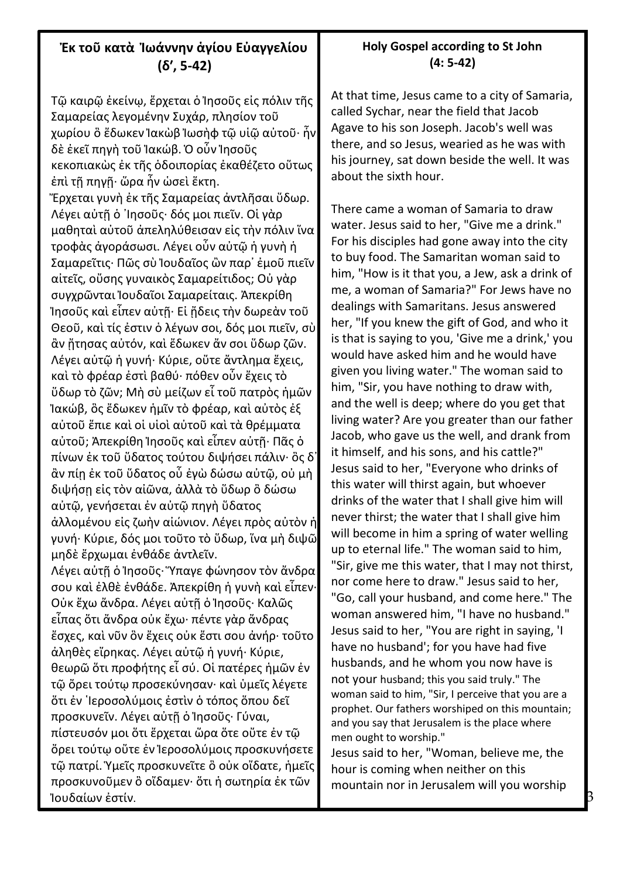## Ἐκ τοῦ κατὰ Ἰωάννην ἁγίου Εὐαγγελίου (δ', 5-42)

Τῷ καιρῷ ἐκείνῳ, ἔρχεται ὁ Ἰησοῦς εἰς πόλιν τῆς Σαμαρείας λεγομένην Συχάρ, πλησίον τοῦ χωρίου ὃ ἔδωκεν Ἰακὼβ Ἰωσὴφ τῷ υἱῷ αὐτοῦ· ἦν δὲ ἐκεῖ πηγὴ τοῦ Ἰακώβ. Ὁ οὖν Ἰησοῦς κεκοπιακὼς ἐκ τῆς ὁδοιπορίας ἐκαθέζετο οὕτως ἐπὶ τῇ πηγῇ· ὥρα ἦν ὡσεὶ ἕκτη.

Ἔρχεται γυνὴ ἐκ τῆς Σαμαρείας ἀντλῆσαι ὕδωρ. Λέγει αὐτῇ ὁ Ἰησοῦς· δός μοι πιεῖν. Οἱ γὰρ μαθηταὶ αὐτοῦ ἀπεληλύθεισαν εἰς τὴν πόλιν ἵνα τροφὰς ἀγοράσωσι. Λέγει οὖν αὐτῷ ἡ γυνὴ ἡ Σαμαρεῖτις· Πῶς σὺ Ἰουδαῖος ὢν παρ᾽ ἐμοῦ πιεῖν αἰτεῖς, οὔσης γυναικὸς Σαμαρείτιδος; Οὐ γὰρ συγχρῶνται Ἰουδαῖοι Σαμαρείταις. Ἀπεκρίθη Ἰησοῦς καὶ εἶπεν αὐτῇ· Εἰ ᾔδεις τὴν δωρεὰν τοῦ Θεοῦ, καὶ τίς ἐστιν ὁ λέγων σοι, δός μοι πιεῖν, σὺ ἂν ᾔτησας αὐτόν, καὶ ἔδωκεν ἄν σοι ὕδωρ ζῶν. Λέγει αὐτῷ ἡ γυνή· Κύριε, οὔτε ἄντλημα ἔχεις, καὶ τὸ φρέαρ ἐστὶ βαθύ· πόθεν οὖν ἔχεις τὸ ὕδωρ τὸ ζῶν; Μὴ σὺ μείζων εἶ τοῦ πατρὸς ἡμῶν Ἰακώβ, ὃς ἔδωκεν ἡμῖν τὸ φρέαρ, καὶ αὐτὸς ἐξ αὐτοῦ ἔπιε καὶ οἱ υἱοὶ αὐτοῦ καὶ τὰ θρέμματα αὐτοῦ; Ἀπεκρίθη Ἰησοῦς καὶ εἶπεν αὐτῇ· Πᾶς ὁ πίνων ἐκ τοῦ ὕδατος τούτου διψήσει πάλιν· ὃς δ᾽ ἂν πίῃ ἐκ τοῦ ὕδατος οὗ ἐγὼ δώσω αὐτῷ, οὐ μὴ διψήσῃ εἰς τὸν αἰῶνα, ἀλλὰ τὸ ὕδωρ ὃ δώσω αὐτῷ, γενήσεται ἐν αὐτῷ πηγὴ ὕδατος ἁλλομένου εἰς ζωὴν αἰώνιον. Λέγει πρὸς αὐτὸν ἡ γυνή· Κύριε, δός μοι τοῦτο τὸ ὕδωρ, ἵνα μὴ διψῶ μηδὲ ἔρχωμαι ἐνθάδε ἀντλεῖν.

Λέγει αὐτῇ ὁ Ἰησοῦς· Ὕπαγε φώνησον τὸν ἄνδρα σου καὶ ἐλθὲ ἐνθάδε. Ἀπεκρίθη ἡ γυνὴ καὶ εἶπεν· Οὐκ ἔχω ἄνδρα. Λέγει αὐτῇ ὁ Ἰησοῦς· Καλῶς εἶπας ὅτι ἄνδρα οὐκ ἔχω· πέντε γὰρ ἄνδρας ἔσχες, καὶ νῦν ὃν ἔχεις οὐκ ἔστι σου ἀνήρ· τοῦτο ἀληθὲς εἴρηκας. Λέγει αὐτῷ ἡ γυνή· Κύριε, θεωρῶ ὅτι προφήτης εἶ σύ. Οἱ πατέρες ἡμῶν ἐν τῷ ὄρει τούτῳ προσεκύνησαν· καὶ ὑμεῖς λέγετε ὅτι ἐν Ἱεροσολύμοις ἐστὶν ὁ τόπος ὅπου δεῖ προσκυνεῖν. Λέγει αὐτῇ ὁ Ἰησοῦς· Γύναι, πίστευσόν μοι ὅτι ἔρχεται ὥρα ὅτε οὔτε ἐν τῷ ὄρει τούτῳ οὔτε ἐν Ἱεροσολύμοις προσκυνήσετε τῷ πατρί. Ὑμεῖς προσκυνεῖτε ὃ οὐκ οἴδατε, ἡμεῖς προσκυνοῦμεν ὃ οἴδαμεν· ὅτι ἡ σωτηρία ἐκ τῶν Ἰουδαίων ἐστίν.

## Holy Gospel according to St John (4: 5-42)

At that time, Jesus came to a city of Samaria, called Sychar, near the field that Jacob Agave to his son Joseph. Jacob's well was there, and so Jesus, wearied as he was with his journey, sat down beside the well. It was about the sixth hour.

There came a woman of Samaria to draw water. Jesus said to her, "Give me a drink." For his disciples had gone away into the city to buy food. The Samaritan woman said to him, "How is it that you, a Jew, ask a drink of me, a woman of Samaria?" For Jews have no dealings with Samaritans. Jesus answered her, "If you knew the gift of God, and who it is that is saying to you, 'Give me a drink,' you would have asked him and he would have given you living water." The woman said to him, "Sir, you have nothing to draw with, and the well is deep; where do you get that living water? Are you greater than our father Jacob, who gave us the well, and drank from it himself, and his sons, and his cattle?" Jesus said to her, "Everyone who drinks of this water will thirst again, but whoever drinks of the water that I shall give him will never thirst; the water that I shall give him will become in him a spring of water welling up to eternal life." The woman said to him, "Sir, give me this water, that I may not thirst, nor come here to draw." Jesus said to her, "Go, call your husband, and come here." The woman answered him, "I have no husband." Jesus said to her, "You are right in saying, 'I have no husband'; for you have had five husbands, and he whom you now have is not your husband; this you said truly." The woman said to him, "Sir, I perceive that you are a prophet. Our fathers worshiped on this mountain; and you say that Jerusalem is the place where men ought to worship."

Jesus said to her, "Woman, believe me, the hour is coming when neither on this mountain nor in Jerusalem will you worship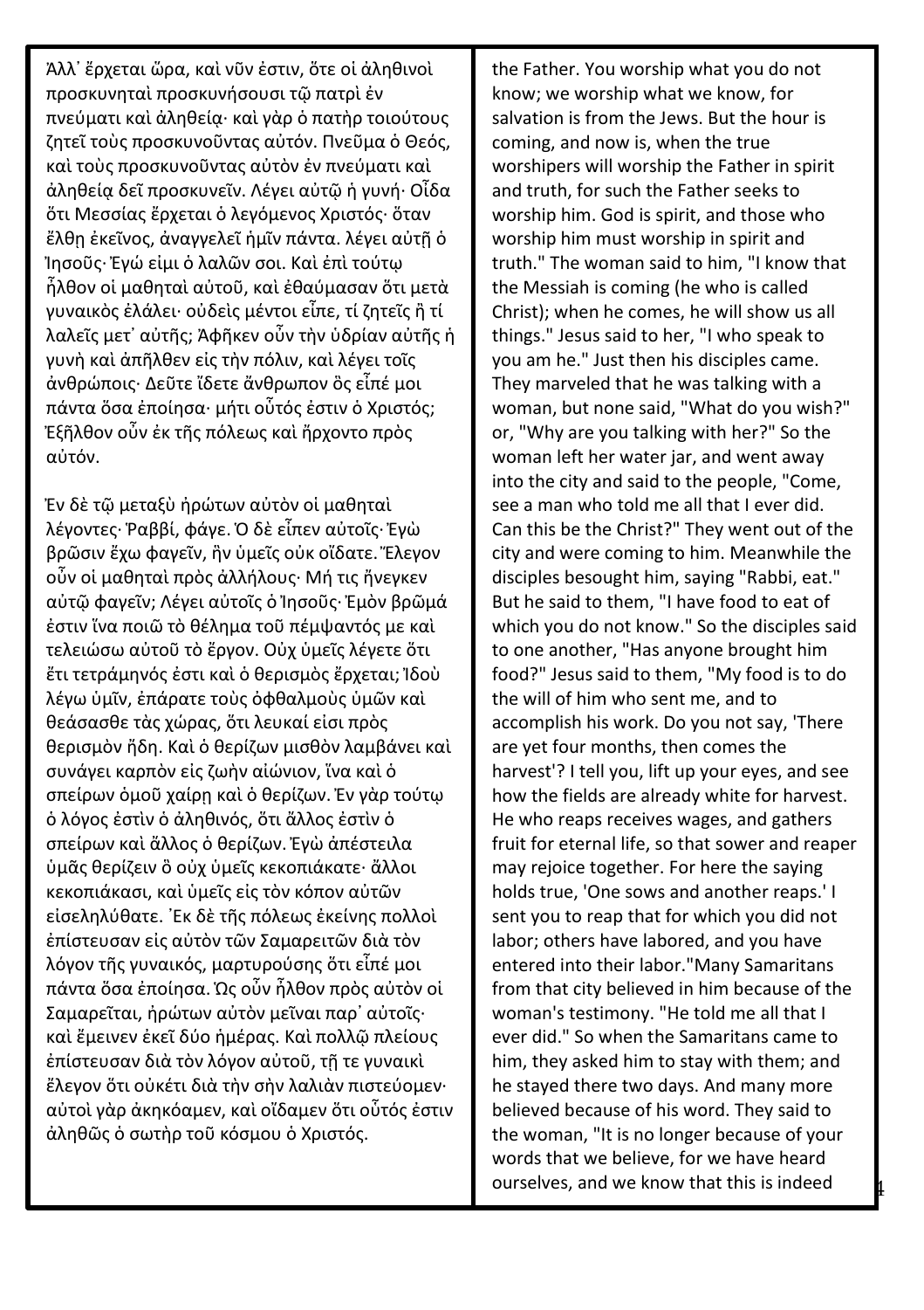Ἀλλ᾽ ἔρχεται ὥρα, καὶ νῦν ἐστιν, ὅτε οἱ ἀληθινοὶ προσκυνηταὶ προσκυνήσουσι τῷ πατρὶ ἐν πνεύματι καὶ ἀληθείᾳ· καὶ γὰρ ὁ πατὴρ τοιούτους ζητεῖ τοὺς προσκυνοῦντας αὐτόν. Πνεῦμα ὁ Θεός, καὶ τοὺς προσκυνοῦντας αὐτὸν ἐν πνεύματι καὶ ἀληθείᾳ δεῖ προσκυνεῖν. Λέγει αὐτῷ ἡ γυνή· Οἶδα ὅτι Μεσσίας ἔρχεται ὁ λεγόμενος Χριστός· ὅταν ἔλθῃ ἐκεῖνος, ἀναγγελεῖ ἡμῖν πάντα. λέγει αὐτῇ ὁ Ἰησοῦς· Ἐγώ εἰμι ὁ λαλῶν σοι. Καὶ ἐπὶ τούτῳ ἦλθον οἱ μαθηταὶ αὐτοῦ, καὶ ἐθαύμασαν ὅτι μετὰ γυναικὸς ἐλάλει· οὐδεὶς μέντοι εἶπε, τί ζητεῖς ἢ τί λαλεῖς μετ᾽ αὐτῆς; Ἀφῆκεν οὖν τὴν ὑδρίαν αὐτῆς ἡ γυνὴ καὶ ἀπῆλθεν εἰς τὴν πόλιν, καὶ λέγει τοῖς ἀνθρώποις· Δεῦτε ἴδετε ἄνθρωπον ὃς εἶπέ μοι πάντα ὅσα ἐποίησα· μήτι οὗτός ἐστιν ὁ Χριστός; Ἐξῆλθον οὖν ἐκ τῆς πόλεως καὶ ἤρχοντο πρὸς αὐτόν.

Ἐν δὲ τῷ μεταξὺ ἠρώτων αὐτὸν οἱ μαθηταὶ λέγοντες· Ῥαββί, φάγε. Ὁ δὲ εἶπεν αὐτοῖς· Ἐγὼ βρῶσιν ἔχω φαγεῖν, ἣν ὑμεῖς οὐκ οἴδατε. Ἔλεγον οὖν οἱ μαθηταὶ πρὸς ἀλλήλους· Μή τις ἤνεγκεν αὐτῷ φαγεῖν; Λέγει αὐτοῖς ὁ Ἰησοῦς· Ἐμὸν βρῶμά ἐστιν ἵνα ποιῶ τὸ θέλημα τοῦ πέμψαντός με καὶ τελειώσω αὐτοῦ τὸ ἔργον. Οὐχ ὑμεῖς λέγετε ὅτι ἔτι τετράμηνός ἐστι καὶ ὁ θερισμὸς ἔρχεται; Ἰδοὺ λέγω ὑμῖν, ἐπάρατε τοὺς ὀφθαλμοὺς ὑμῶν καὶ θεάσασθε τὰς χώρας, ὅτι λευκαί εἰσι πρὸς θερισμὸν ἤδη. Καὶ ὁ θερίζων μισθὸν λαμβάνει καὶ συνάγει καρπὸν εἰς ζωὴν αἰώνιον, ἵνα καὶ ὁ σπείρων ὁμοῦ χαίρῃ καὶ ὁ θερίζων. Ἐν γὰρ τούτῳ ὁ λόγος ἐστὶν ὁ ἀληθινός, ὅτι ἄλλος ἐστὶν ὁ σπείρων καὶ ἄλλος ὁ θερίζων. Ἐγὼ ἀπέστειλα ὑμᾶς θερίζειν ὃ οὐχ ὑμεῖς κεκοπιάκατε· ἄλλοι κεκοπιάκασι, καὶ ὑμεῖς εἰς τὸν κόπον αὐτῶν εἰσεληλύθατε. Ἐκ δὲ τῆς πόλεως ἐκείνης πολλοὶ ἐπίστευσαν εἰς αὐτὸν τῶν Σαμαρειτῶν διὰ τὸν λόγον τῆς γυναικός, μαρτυρούσης ὅτι εἶπέ μοι πάντα ὅσα ἐποίησα. Ὡς οὖν ἦλθον πρὸς αὐτὸν οἱ Σαμαρεῖται, ἠρώτων αὐτὸν μεῖναι παρ᾽ αὐτοῖς· καὶ ἔμεινεν ἐκεῖ δύο ἡμέρας. Καὶ πολλῷ πλείους ἐπίστευσαν διὰ τὸν λόγον αὐτοῦ, τῇ τε γυναικὶ ἔλεγον ὅτι οὐκέτι διὰ τὴν σὴν λαλιὰν πιστεύομεν· αὐτοὶ γὰρ ἀκηκόαμεν, καὶ οἴδαμεν ὅτι οὗτός ἐστιν ἀληθῶς ὁ σωτὴρ τοῦ κόσμου ὁ Χριστός.

the Father. You worship what you do not know; we worship what we know, for salvation is from the Jews. But the hour is coming, and now is, when the true worshipers will worship the Father in spirit and truth, for such the Father seeks to worship him. God is spirit, and those who worship him must worship in spirit and truth." The woman said to him, "I know that the Messiah is coming (he who is called Christ); when he comes, he will show us all things." Jesus said to her, "I who speak to you am he." Just then his disciples came. They marveled that he was talking with a woman, but none said, "What do you wish?" or, "Why are you talking with her?" So the woman left her water jar, and went away into the city and said to the people, "Come, see a man who told me all that I ever did. Can this be the Christ?" They went out of the city and were coming to him. Meanwhile the disciples besought him, saying "Rabbi, eat." But he said to them, "I have food to eat of which you do not know." So the disciples said to one another, "Has anyone brought him food?" Jesus said to them, "My food is to do the will of him who sent me, and to accomplish his work. Do you not say, 'There are yet four months, then comes the harvest'? I tell you, lift up your eyes, and see how the fields are already white for harvest. He who reaps receives wages, and gathers fruit for eternal life, so that sower and reaper may rejoice together. For here the saying holds true, 'One sows and another reaps.' I sent you to reap that for which you did not labor; others have labored, and you have entered into their labor."Many Samaritans from that city believed in him because of the woman's testimony. "He told me all that I ever did." So when the Samaritans came to him, they asked him to stay with them; and he stayed there two days. And many more believed because of his word. They said to the woman, "It is no longer because of your words that we believe, for we have heard ourselves, and we know that this is indeed